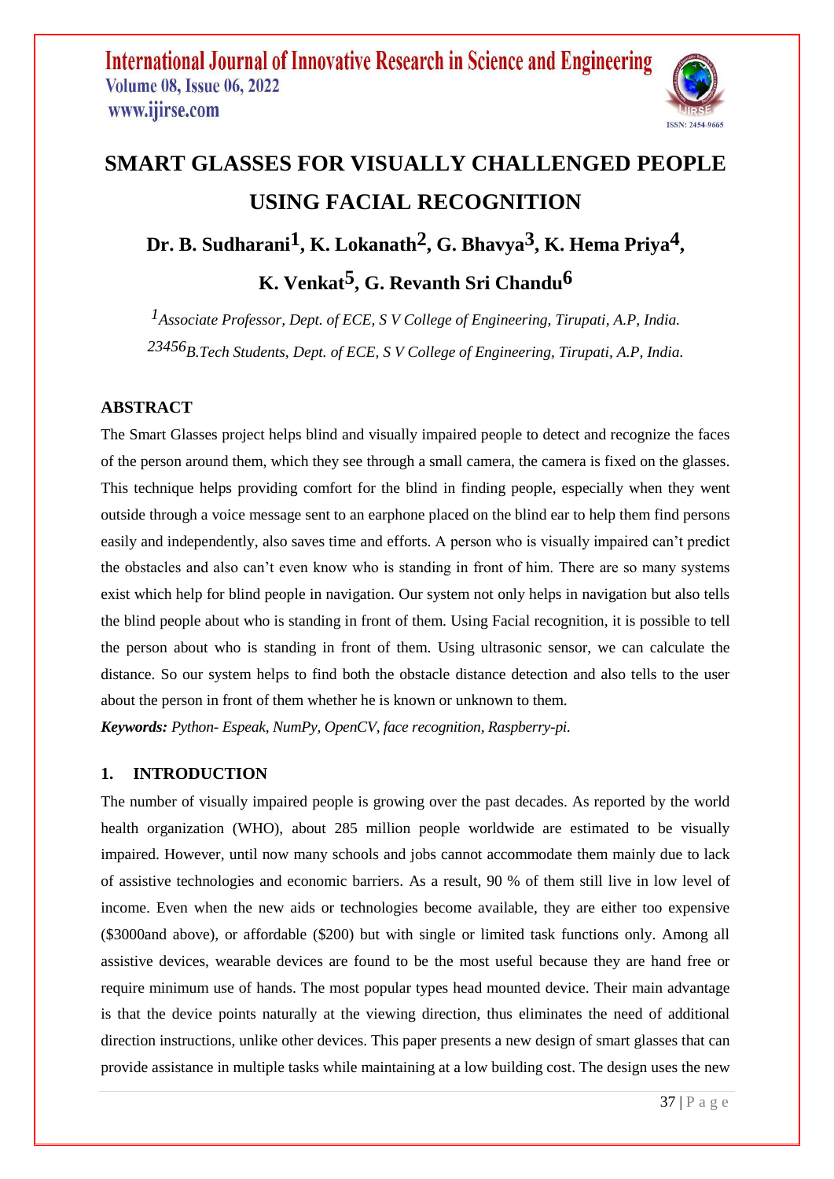# SMART GLASSES FOR VISUALLY CHALLENGED PEOPLE USING FACIAL RECOGNITION

**Dr. B. Sudharani[1], K. Lokanath[2], G. Bhavya[3], K. Hema Priya[4], K. Venkat[5], G. Revanth Sri Chandu[6]**

*[1]Associate Professor, Dept. of ECE, S V College of Engineering, Tirupati, A.P, India.*
*[23456]B.Tech Students, Dept. of ECE, S V College of Engineering, Tirupati, A.P, India.*

## ABSTRACT

The Smart Glasses project helps blind and visually impaired people to detect and recognize the faces of the person around them, which they see through a small camera, the camera is fixed on the glasses. This technique helps providing comfort for the blind in finding people, especially when they went outside through a voice message sent to an earphone placed on the blind ear to help them find persons easily and independently, also saves time and efforts. A person who is visually impaired can't predict the obstacles and also can't even know who is standing in front of him. There are so many systems exist which help for blind people in navigation. Our system not only helps in navigation but also tells the blind people about who is standing in front of them. Using Facial recognition, it is possible to tell the person about who is standing in front of them. Using ultrasonic sensor, we can calculate the distance. So our system helps to find both the obstacle distance detection and also tells to the user about the person in front of them whether he is known or unknown to them.

***Keywords:*** *Python- Espeak, NumPy, OpenCV, face recognition, Raspberry-pi.*

## 1. INTRODUCTION

The number of visually impaired people is growing over the past decades. As reported by the world health organization (WHO), about 285 million people worldwide are estimated to be visually impaired. However, until now many schools and jobs cannot accommodate them mainly due to lack of assistive technologies and economic barriers. As a result, 90 % of them still live in low level of income. Even when the new aids or technologies become available, they are either too expensive ($3000and above), or affordable ($200) but with single or limited task functions only. Among all assistive devices, wearable devices are found to be the most useful because they are hand free or require minimum use of hands. The most popular types head mounted device. Their main advantage is that the device points naturally at the viewing direction, thus eliminates the need of additional direction instructions, unlike other devices. This paper presents a new design of smart glasses that can provide assistance in multiple tasks while maintaining at a low building cost. The design uses the new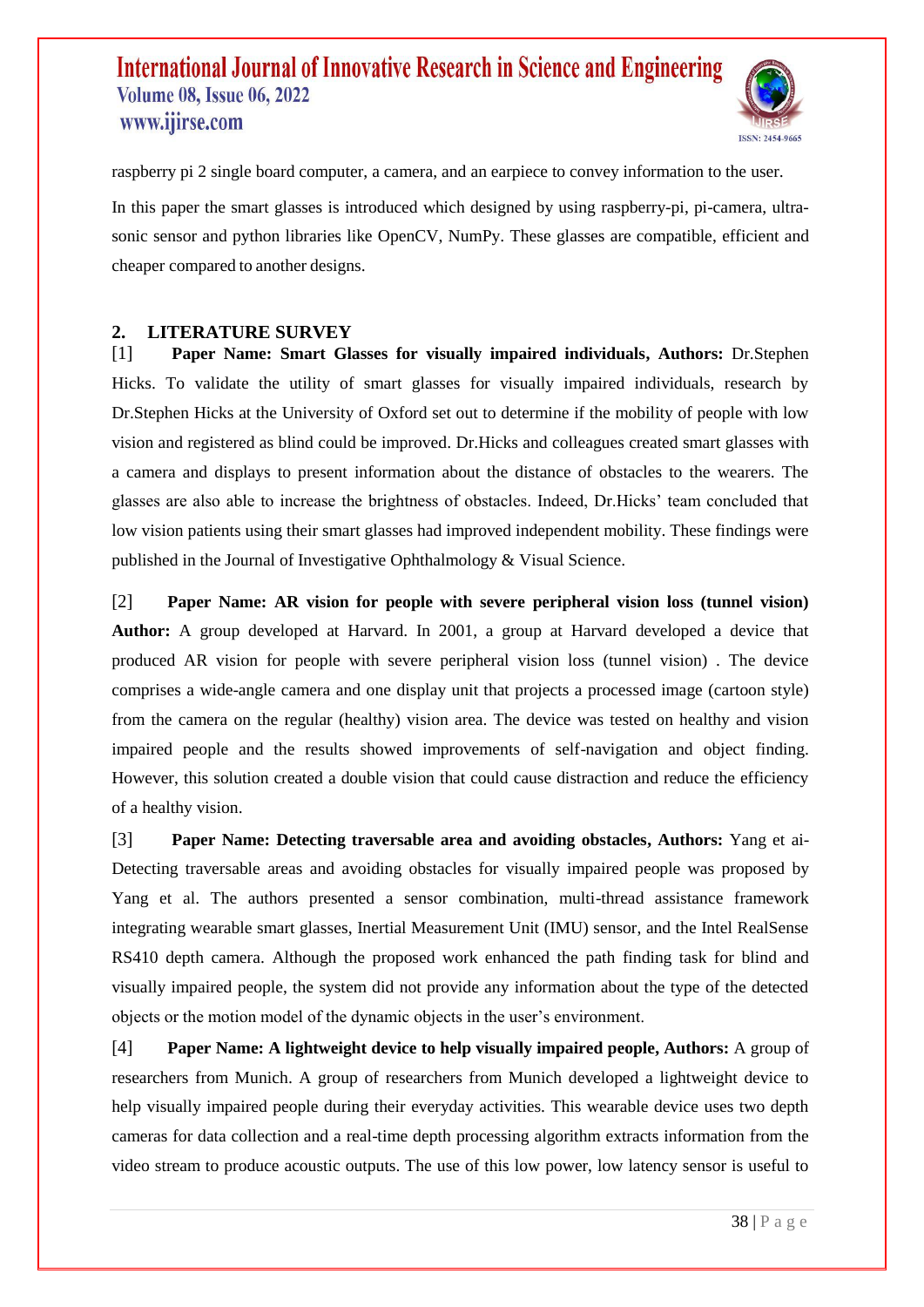raspberry pi 2 single board computer, a camera, and an earpiece to convey information to the user.

In this paper the smart glasses is introduced which designed by using raspberry-pi, pi-camera, ultra-sonic sensor and python libraries like OpenCV, NumPy. These glasses are compatible, efficient and cheaper compared to another designs.

## 2. LITERATURE SURVEY

[1] **Paper Name: Smart Glasses for visually impaired individuals, Authors:** Dr.Stephen Hicks. To validate the utility of smart glasses for visually impaired individuals, research by Dr.Stephen Hicks at the University of Oxford set out to determine if the mobility of people with low vision and registered as blind could be improved. Dr.Hicks and colleagues created smart glasses with a camera and displays to present information about the distance of obstacles to the wearers. The glasses are also able to increase the brightness of obstacles. Indeed, Dr.Hicks' team concluded that low vision patients using their smart glasses had improved independent mobility. These findings were published in the Journal of Investigative Ophthalmology & Visual Science.

[2] **Paper Name: AR vision for people with severe peripheral vision loss (tunnel vision) Author:** A group developed at Harvard. In 2001, a group at Harvard developed a device that produced AR vision for people with severe peripheral vision loss (tunnel vision) . The device comprises a wide-angle camera and one display unit that projects a processed image (cartoon style) from the camera on the regular (healthy) vision area. The device was tested on healthy and vision impaired people and the results showed improvements of self-navigation and object finding. However, this solution created a double vision that could cause distraction and reduce the efficiency of a healthy vision.

[3] **Paper Name: Detecting traversable area and avoiding obstacles, Authors:** Yang et ai-Detecting traversable areas and avoiding obstacles for visually impaired people was proposed by Yang et al. The authors presented a sensor combination, multi-thread assistance framework integrating wearable smart glasses, Inertial Measurement Unit (IMU) sensor, and the Intel RealSense RS410 depth camera. Although the proposed work enhanced the path finding task for blind and visually impaired people, the system did not provide any information about the type of the detected objects or the motion model of the dynamic objects in the user's environment.

[4] **Paper Name: A lightweight device to help visually impaired people, Authors:** A group of researchers from Munich. A group of researchers from Munich developed a lightweight device to help visually impaired people during their everyday activities. This wearable device uses two depth cameras for data collection and a real-time depth processing algorithm extracts information from the video stream to produce acoustic outputs. The use of this low power, low latency sensor is useful to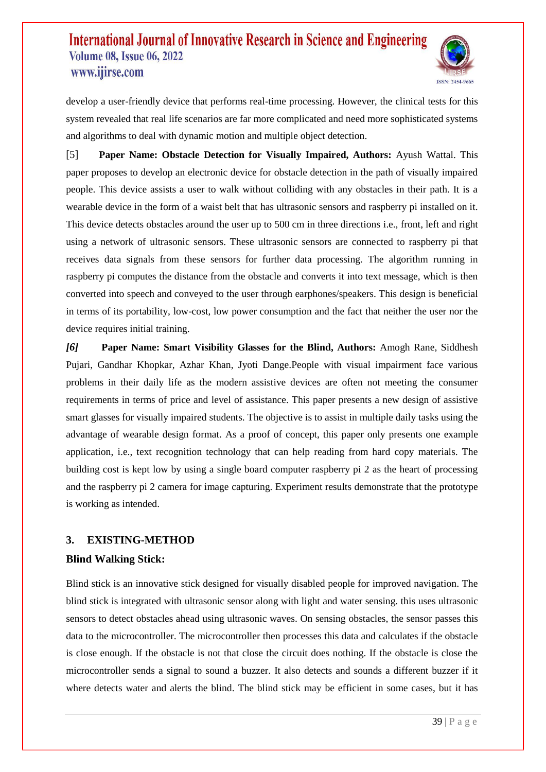develop a user-friendly device that performs real-time processing. However, the clinical tests for this system revealed that real life scenarios are far more complicated and need more sophisticated systems and algorithms to deal with dynamic motion and multiple object detection.

[5] **Paper Name: Obstacle Detection for Visually Impaired, Authors:** Ayush Wattal. This paper proposes to develop an electronic device for obstacle detection in the path of visually impaired people. This device assists a user to walk without colliding with any obstacles in their path. It is a wearable device in the form of a waist belt that has ultrasonic sensors and raspberry pi installed on it. This device detects obstacles around the user up to 500 cm in three directions i.e., front, left and right using a network of ultrasonic sensors. These ultrasonic sensors are connected to raspberry pi that receives data signals from these sensors for further data processing. The algorithm running in raspberry pi computes the distance from the obstacle and converts it into text message, which is then converted into speech and conveyed to the user through earphones/speakers. This design is beneficial in terms of its portability, low-cost, low power consumption and the fact that neither the user nor the device requires initial training.

*[6]* **Paper Name: Smart Visibility Glasses for the Blind, Authors:** Amogh Rane, Siddhesh Pujari, Gandhar Khopkar, Azhar Khan, Jyoti Dange.People with visual impairment face various problems in their daily life as the modern assistive devices are often not meeting the consumer requirements in terms of price and level of assistance. This paper presents a new design of assistive smart glasses for visually impaired students. The objective is to assist in multiple daily tasks using the advantage of wearable design format. As a proof of concept, this paper only presents one example application, i.e., text recognition technology that can help reading from hard copy materials. The building cost is kept low by using a single board computer raspberry pi 2 as the heart of processing and the raspberry pi 2 camera for image capturing. Experiment results demonstrate that the prototype is working as intended.

## 3. EXISTING-METHOD

### Blind Walking Stick:

Blind stick is an innovative stick designed for visually disabled people for improved navigation. The blind stick is integrated with ultrasonic sensor along with light and water sensing. this uses ultrasonic sensors to detect obstacles ahead using ultrasonic waves. On sensing obstacles, the sensor passes this data to the microcontroller. The microcontroller then processes this data and calculates if the obstacle is close enough. If the obstacle is not that close the circuit does nothing. If the obstacle is close the microcontroller sends a signal to sound a buzzer. It also detects and sounds a different buzzer if it where detects water and alerts the blind. The blind stick may be efficient in some cases, but it has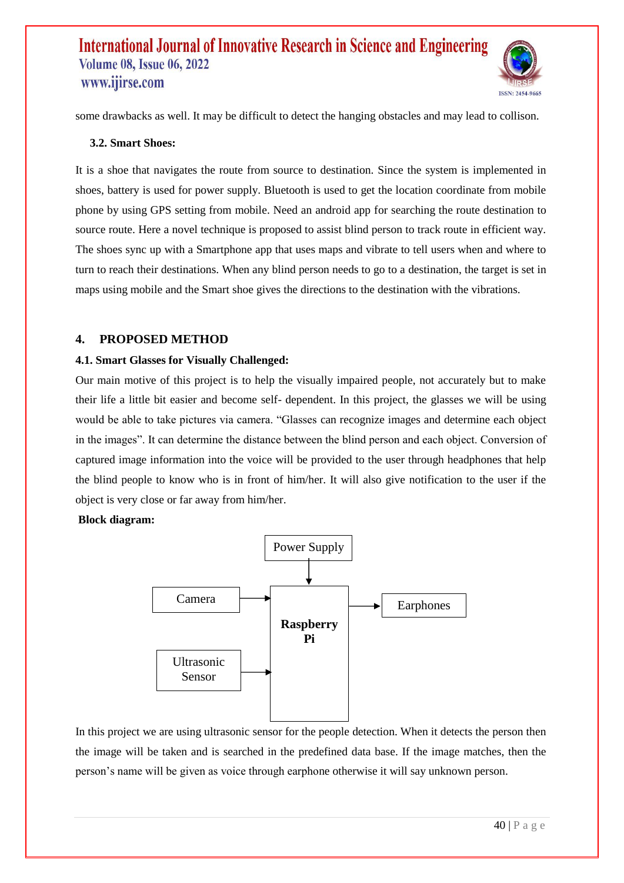some drawbacks as well. It may be difficult to detect the hanging obstacles and may lead to collison.

### 3.2. Smart Shoes:

It is a shoe that navigates the route from source to destination. Since the system is implemented in shoes, battery is used for power supply. Bluetooth is used to get the location coordinate from mobile phone by using GPS setting from mobile. Need an android app for searching the route destination to source route. Here a novel technique is proposed to assist blind person to track route in efficient way. The shoes sync up with a Smartphone app that uses maps and vibrate to tell users when and where to turn to reach their destinations. When any blind person needs to go to a destination, the target is set in maps using mobile and the Smart shoe gives the directions to the destination with the vibrations.

## 4. PROPOSED METHOD

### 4.1. Smart Glasses for Visually Challenged:

Our main motive of this project is to help the visually impaired people, not accurately but to make their life a little bit easier and become self- dependent. In this project, the glasses we will be using would be able to take pictures via camera. "Glasses can recognize images and determine each object in the images". It can determine the distance between the blind person and each object. Conversion of captured image information into the voice will be provided to the user through headphones that help the blind people to know who is in front of him/her. It will also give notification to the user if the object is very close or far away from him/her.

**Block diagram:**

Power Supply → Raspberry Pi
Camera → Raspberry Pi
Ultrasonic Sensor → Raspberry Pi
Raspberry Pi → Earphones

In this project we are using ultrasonic sensor for the people detection. When it detects the person then the image will be taken and is searched in the predefined data base. If the image matches, then the person's name will be given as voice through earphone otherwise it will say unknown person.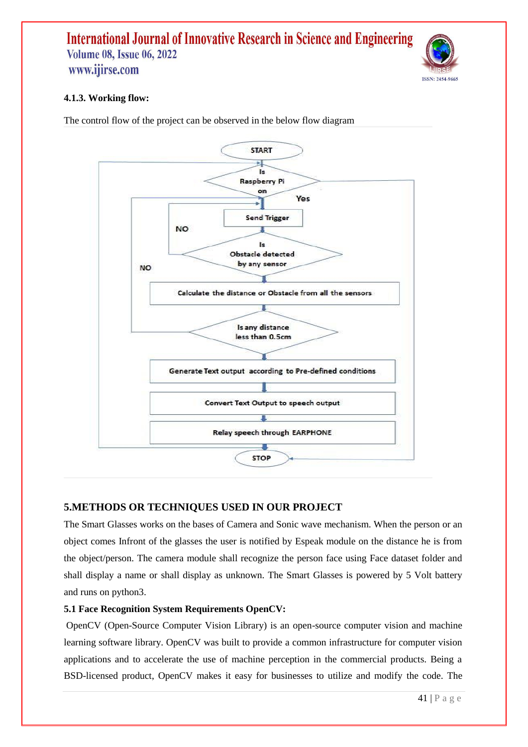### 4.1.3. Working flow:

The control flow of the project can be observed in the below flow diagram

START

Is Raspberry Pi on

Yes

Send Trigger

NO

Is Obstacle detected by any sensor

NO

Calculate the distance or Obstacle from all the sensors

Is any distance less than 0.5cm

Generate Text output according to Pre-defined conditions

Convert Text Output to speech output

Relay speech through EARPHONE

STOP

## 5.METHODS OR TECHNIQUES USED IN OUR PROJECT

The Smart Glasses works on the bases of Camera and Sonic wave mechanism. When the person or an object comes Infront of the glasses the user is notified by Espeak module on the distance he is from the object/person. The camera module shall recognize the person face using Face dataset folder and shall display a name or shall display as unknown. The Smart Glasses is powered by 5 Volt battery and runs on python3.

### 5.1 Face Recognition System Requirements OpenCV:

OpenCV (Open-Source Computer Vision Library) is an open-source computer vision and machine learning software library. OpenCV was built to provide a common infrastructure for computer vision applications and to accelerate the use of machine perception in the commercial products. Being a BSD-licensed product, OpenCV makes it easy for businesses to utilize and modify the code. The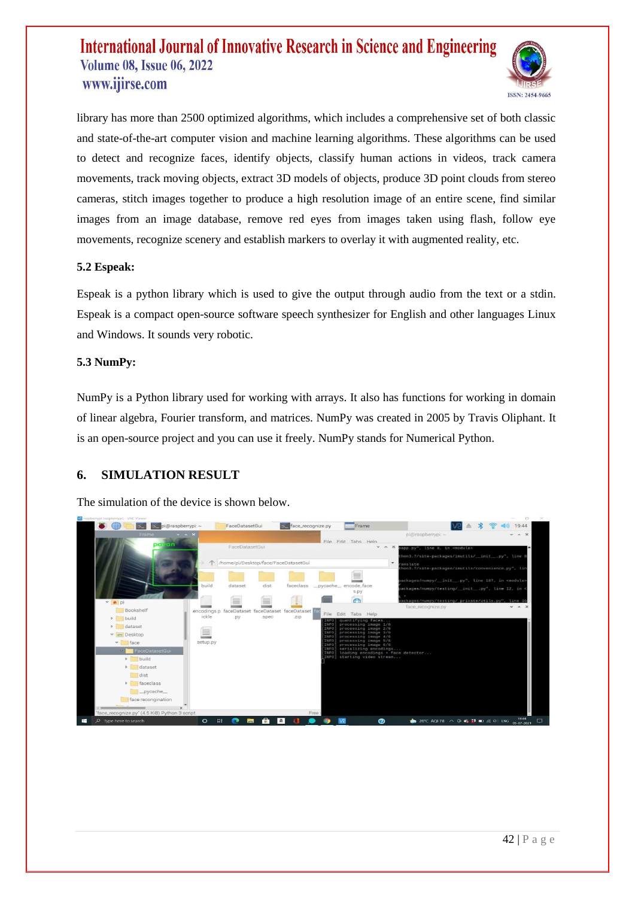library has more than 2500 optimized algorithms, which includes a comprehensive set of both classic and state-of-the-art computer vision and machine learning algorithms. These algorithms can be used to detect and recognize faces, identify objects, classify human actions in videos, track camera movements, track moving objects, extract 3D models of objects, produce 3D point clouds from stereo cameras, stitch images together to produce a high resolution image of an entire scene, find similar images from an image database, remove red eyes from images taken using flash, follow eye movements, recognize scenery and establish markers to overlay it with augmented reality, etc.

### 5.2 Espeak:

Espeak is a python library which is used to give the output through audio from the text or a stdin. Espeak is a compact open-source software speech synthesizer for English and other languages Linux and Windows. It sounds very robotic.

### 5.3 NumPy:

NumPy is a Python library used for working with arrays. It also has functions for working in domain of linear algebra, Fourier transform, and matrices. NumPy was created in 2005 by Travis Oliphant. It is an open-source project and you can use it freely. NumPy stands for Numerical Python.

## 6. SIMULATION RESULT

The simulation of the device is shown below.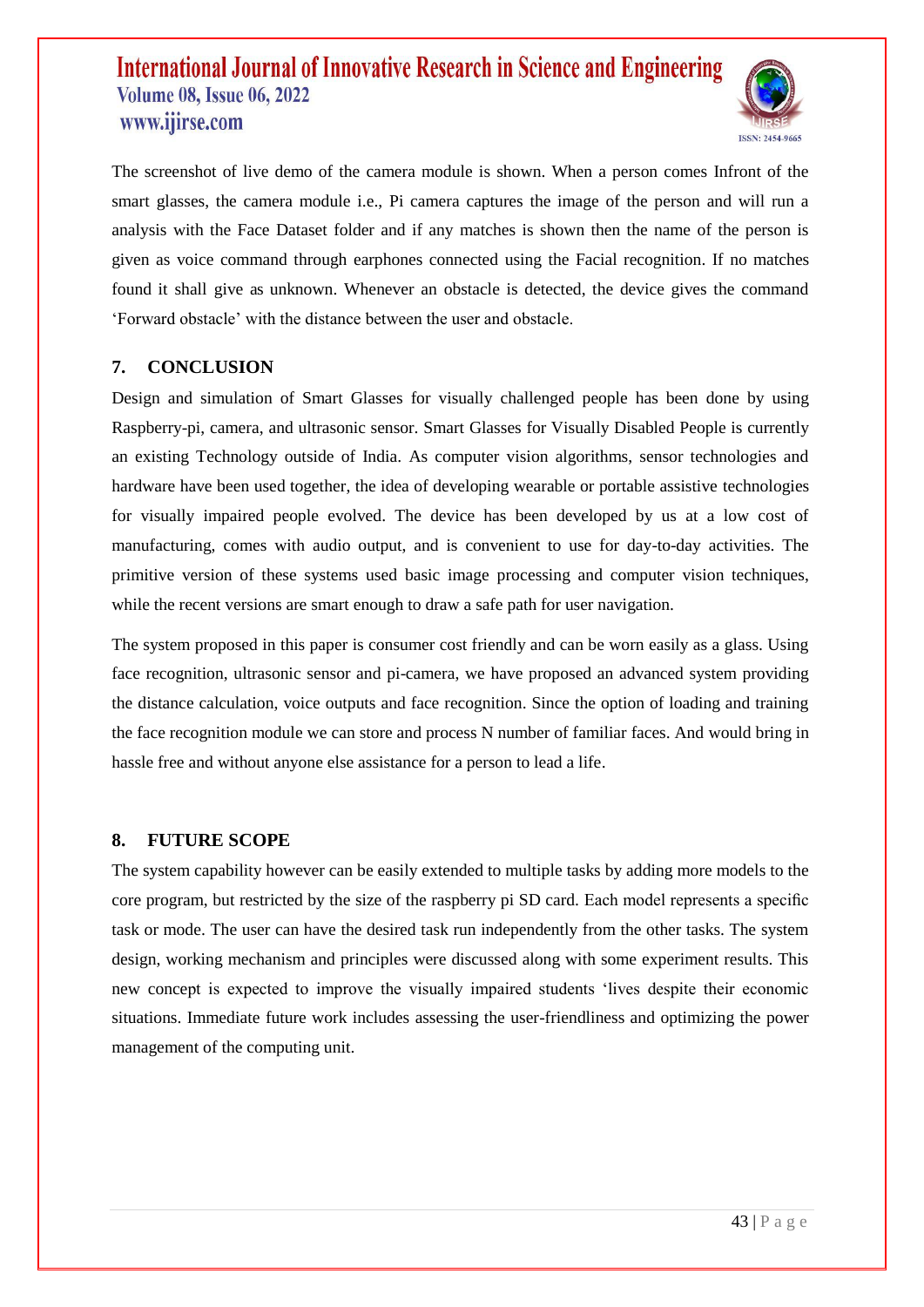The screenshot of live demo of the camera module is shown. When a person comes Infront of the smart glasses, the camera module i.e., Pi camera captures the image of the person and will run a analysis with the Face Dataset folder and if any matches is shown then the name of the person is given as voice command through earphones connected using the Facial recognition. If no matches found it shall give as unknown. Whenever an obstacle is detected, the device gives the command 'Forward obstacle' with the distance between the user and obstacle.

## 7. CONCLUSION

Design and simulation of Smart Glasses for visually challenged people has been done by using Raspberry-pi, camera, and ultrasonic sensor. Smart Glasses for Visually Disabled People is currently an existing Technology outside of India. As computer vision algorithms, sensor technologies and hardware have been used together, the idea of developing wearable or portable assistive technologies for visually impaired people evolved. The device has been developed by us at a low cost of manufacturing, comes with audio output, and is convenient to use for day-to-day activities. The primitive version of these systems used basic image processing and computer vision techniques, while the recent versions are smart enough to draw a safe path for user navigation.

The system proposed in this paper is consumer cost friendly and can be worn easily as a glass. Using face recognition, ultrasonic sensor and pi-camera, we have proposed an advanced system providing the distance calculation, voice outputs and face recognition. Since the option of loading and training the face recognition module we can store and process N number of familiar faces. And would bring in hassle free and without anyone else assistance for a person to lead a life.

## 8. FUTURE SCOPE

The system capability however can be easily extended to multiple tasks by adding more models to the core program, but restricted by the size of the raspberry pi SD card. Each model represents a specific task or mode. The user can have the desired task run independently from the other tasks. The system design, working mechanism and principles were discussed along with some experiment results. This new concept is expected to improve the visually impaired students 'lives despite their economic situations. Immediate future work includes assessing the user-friendliness and optimizing the power management of the computing unit.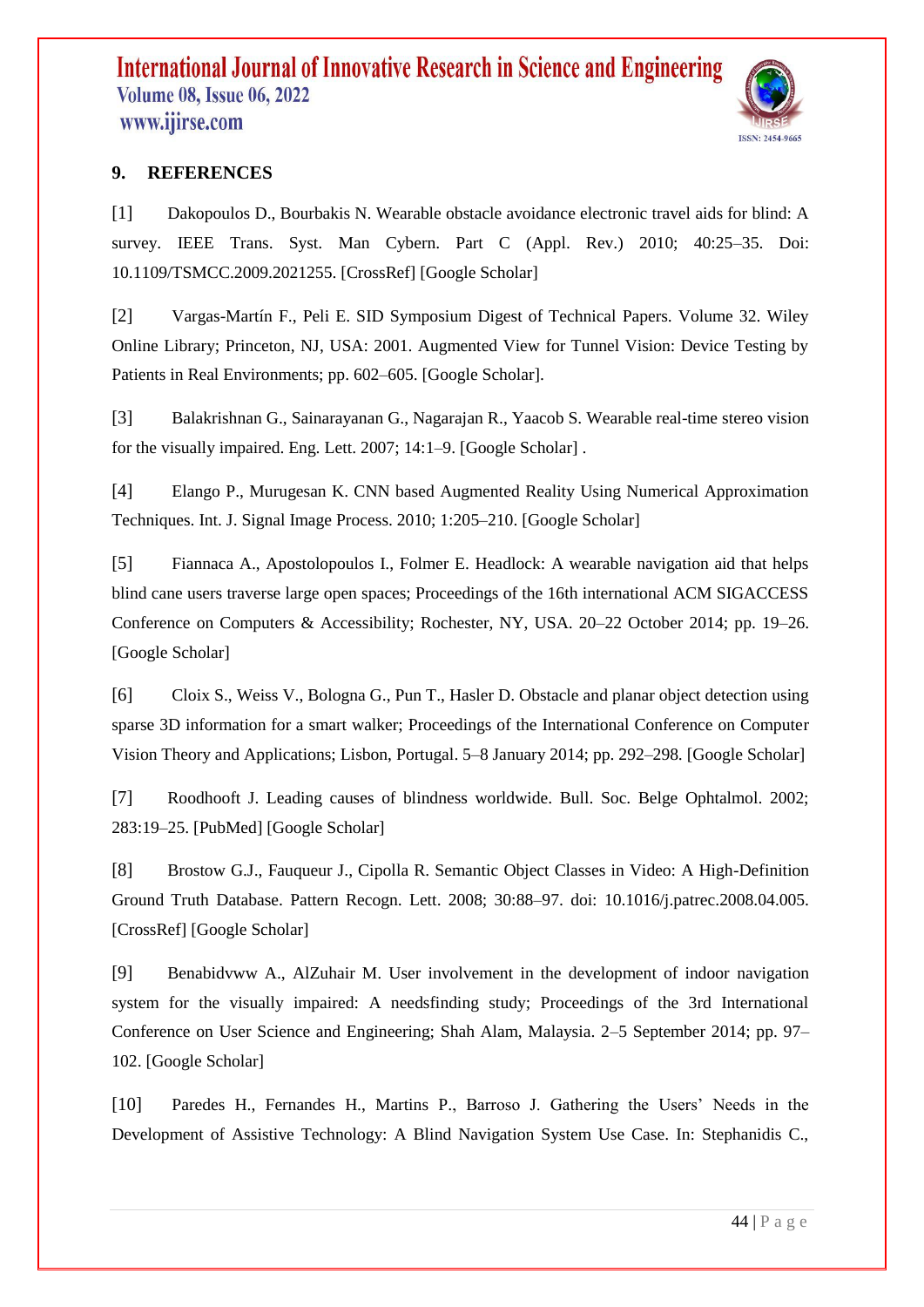## 9. REFERENCES

[1] Dakopoulos D., Bourbakis N. Wearable obstacle avoidance electronic travel aids for blind: A survey. IEEE Trans. Syst. Man Cybern. Part C (Appl. Rev.) 2010; 40:25–35. Doi: 10.1109/TSMCC.2009.2021255. [CrossRef] [Google Scholar]

[2] Vargas-Martín F., Peli E. SID Symposium Digest of Technical Papers. Volume 32. Wiley Online Library; Princeton, NJ, USA: 2001. Augmented View for Tunnel Vision: Device Testing by Patients in Real Environments; pp. 602–605. [Google Scholar].

[3] Balakrishnan G., Sainarayanan G., Nagarajan R., Yaacob S. Wearable real-time stereo vision for the visually impaired. Eng. Lett. 2007; 14:1–9. [Google Scholar] .

[4] Elango P., Murugesan K. CNN based Augmented Reality Using Numerical Approximation Techniques. Int. J. Signal Image Process. 2010; 1:205–210. [Google Scholar]

[5] Fiannaca A., Apostolopoulos I., Folmer E. Headlock: A wearable navigation aid that helps blind cane users traverse large open spaces; Proceedings of the 16th international ACM SIGACCESS Conference on Computers & Accessibility; Rochester, NY, USA. 20–22 October 2014; pp. 19–26. [Google Scholar]

[6] Cloix S., Weiss V., Bologna G., Pun T., Hasler D. Obstacle and planar object detection using sparse 3D information for a smart walker; Proceedings of the International Conference on Computer Vision Theory and Applications; Lisbon, Portugal. 5–8 January 2014; pp. 292–298. [Google Scholar]

[7] Roodhooft J. Leading causes of blindness worldwide. Bull. Soc. Belge Ophtalmol. 2002; 283:19–25. [PubMed] [Google Scholar]

[8] Brostow G.J., Fauqueur J., Cipolla R. Semantic Object Classes in Video: A High-Definition Ground Truth Database. Pattern Recogn. Lett. 2008; 30:88–97. doi: 10.1016/j.patrec.2008.04.005. [CrossRef] [Google Scholar]

[9] Benabidvww A., AlZuhair M. User involvement in the development of indoor navigation system for the visually impaired: A needsfinding study; Proceedings of the 3rd International Conference on User Science and Engineering; Shah Alam, Malaysia. 2–5 September 2014; pp. 97–102. [Google Scholar]

[10] Paredes H., Fernandes H., Martins P., Barroso J. Gathering the Users' Needs in the Development of Assistive Technology: A Blind Navigation System Use Case. In: Stephanidis C.,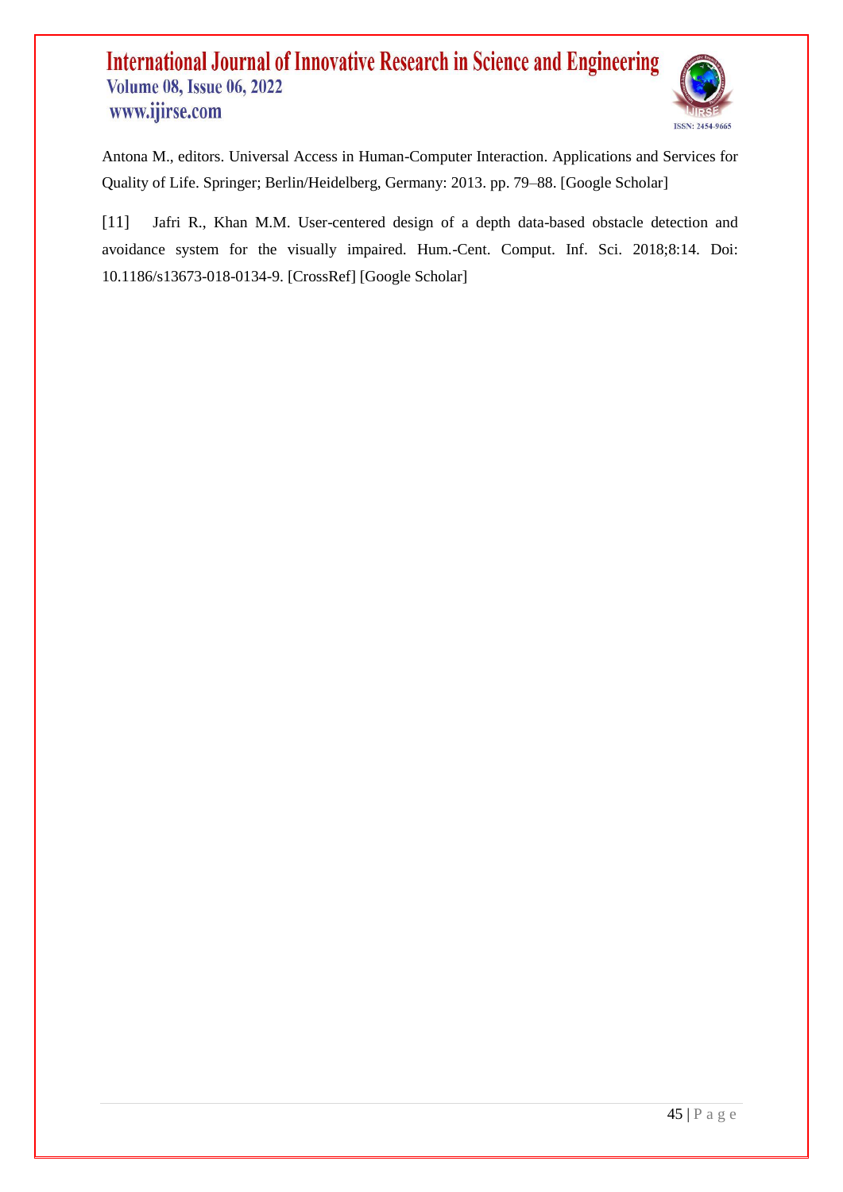Antona M., editors. Universal Access in Human-Computer Interaction. Applications and Services for Quality of Life. Springer; Berlin/Heidelberg, Germany: 2013. pp. 79–88. [Google Scholar]

[11] Jafri R., Khan M.M. User-centered design of a depth data-based obstacle detection and avoidance system for the visually impaired. Hum.-Cent. Comput. Inf. Sci. 2018;8:14. Doi: 10.1186/s13673-018-0134-9. [CrossRef] [Google Scholar]